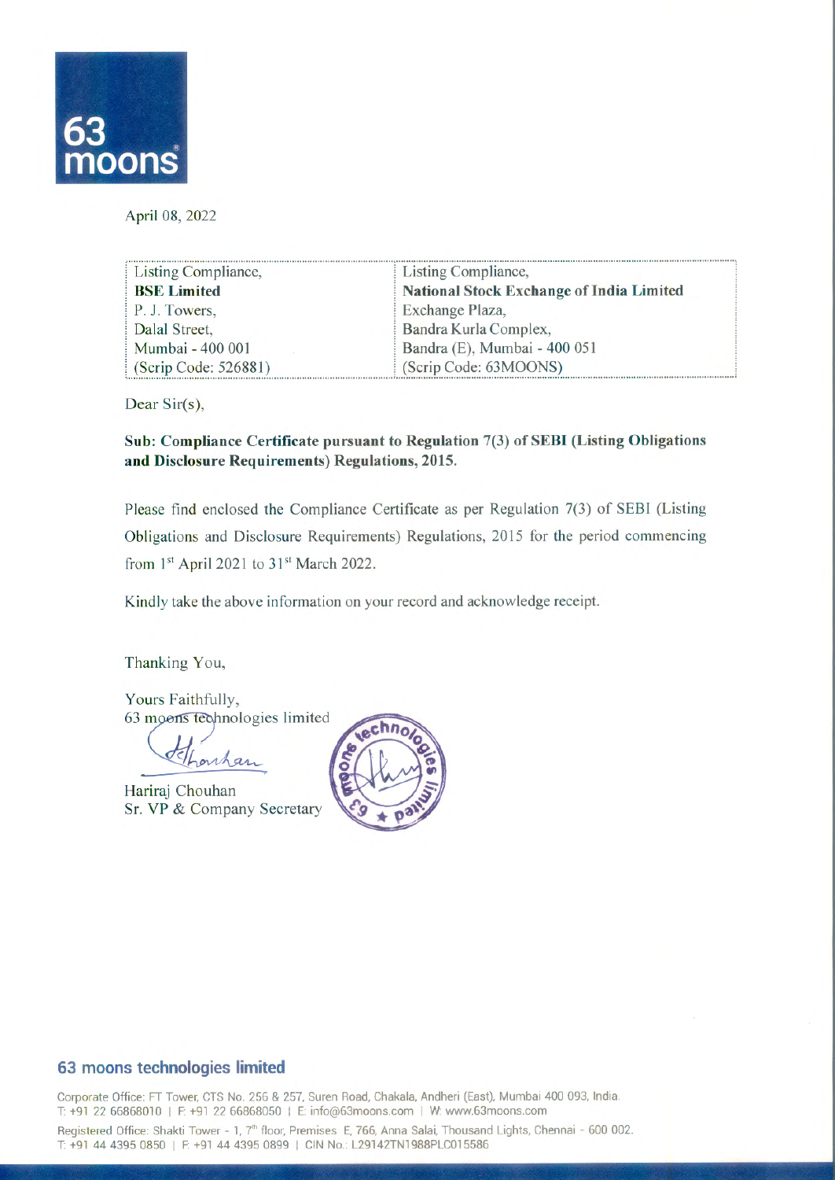63 moons

April 08, 2022

| Listing Compliance, | Listing Compliance, |
|---|---|
| **BSE Limited** | **National Stock Exchange of India Limited** |
| P. J. Towers, | Exchange Plaza, |
| Dalal Street, | Bandra Kurla Complex, |
| Mumbai - 400 001 | Bandra (E), Mumbai - 400 051 |
| (Scrip Code: 526881) | (Scrip Code: 63MOONS) |

Dear Sir(s),

**Sub: Compliance Certificate pursuant to Regulation 7(3) of SEBI (Listing Obligations and Disclosure Requirements) Regulations, 2015.**

Please find enclosed the Compliance Certificate as per Regulation 7(3) of SEBI (Listing Obligations and Disclosure Requirements) Regulations, 2015 for the period commencing from 1st April 2021 to 31st March 2022.

Kindly take the above information on your record and acknowledge receipt.

Thanking You,

Yours Faithfully,
63 moons technologies limited

Hariraj Chouhan
Sr. VP & Company Secretary

**63 moons technologies limited**

Corporate Office: FT Tower, CTS No. 256 & 257, Suren Road, Chakala, Andheri (East), Mumbai 400 093, India.
T: +91 22 66868010 | F: +91 22 66868050 | E: info@63moons.com | W: www.63moons.com

Registered Office: Shakti Tower - 1, 7th floor, Premises E, 766, Anna Salai, Thousand Lights, Chennai - 600 002.
T: +91 44 4395 0850 | F: +91 44 4395 0899 | CIN No.: L29142TN1988PLC015586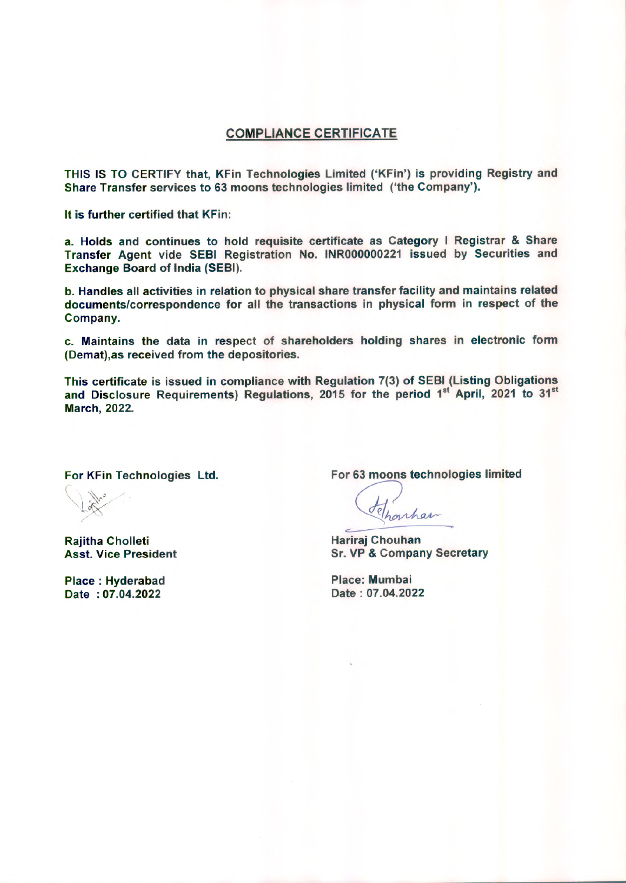## COMPLIANCE CERTIFICATE

THIS IS TO CERTIFY that, KFin Technologies Limited ('KFin') is providing Registry and Share Transfer services to 63 moons technologies limited ('the Company').

It is further certified that KFin:

a. Holds and continues to hold requisite certificate as Category I Registrar & Share Transfer Agent vide SEBI Registration No. INR000000221 issued by Securities and Exchange Board of India (SEBI).

b. Handles all activities in relation to physical share transfer facility and maintains related documents/correspondence for all the transactions in physical form in respect of the Company.

c. Maintains the data in respect of shareholders holding shares in electronic form (Demat),as received from the depositories.

This certificate is issued in compliance with Regulation 7(3) of SEBI (Listing Obligations and Disclosure Requirements) Regulations, 2015 for the period 1st April, 2021 to 31st March, 2022.

For KFin Technologies Ltd.

Rajitha Cholleti
Asst. Vice President

Place : Hyderabad
Date : 07.04.2022

For 63 moons technologies limited

Hariraj Chouhan
Sr. VP & Company Secretary

Place: Mumbai
Date : 07.04.2022